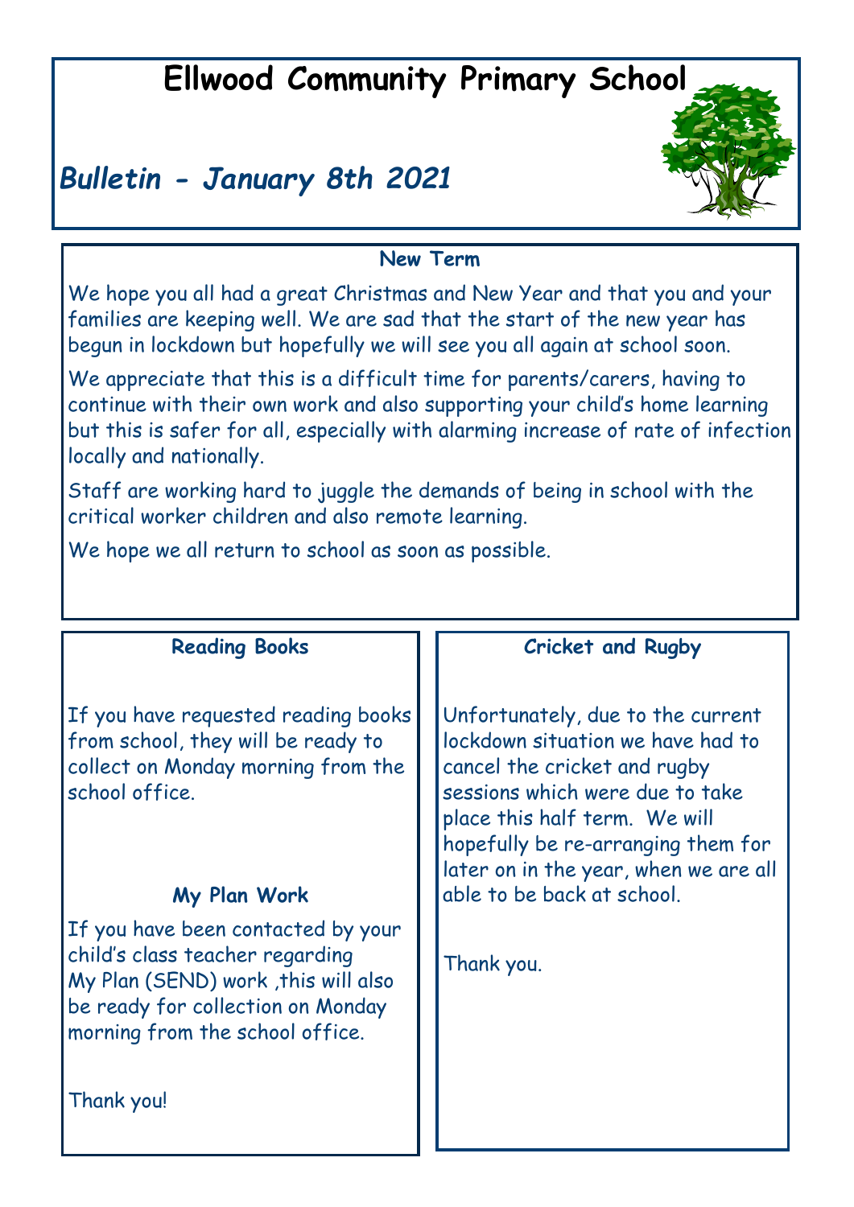# Ellwood Community Primary School

## *Bulletin - January 8th 2021*

### New Term

We hope you all had a great Christmas and New Year and that you and your families are keeping well. We are sad that the start of the new year has begun in lockdown but hopefully we will see you all again at school soon.

We appreciate that this is a difficult time for parents/carers, having to continue with their own work and also supporting your child's home learning but this is safer for all, especially with alarming increase of rate of infection locally and nationally.

Staff are working hard to juggle the demands of being in school with the critical worker children and also remote learning.

We hope we all return to school as soon as possible.

### Reading Books

If you have requested reading books from school, they will be ready to collect on Monday morning from the school office.

### My Plan Work

If you have been contacted by your child's class teacher regarding My Plan (SEND) work ,this will also be ready for collection on Monday morning from the school office.

Thank you!

### Cricket and Rugby

Unfortunately, due to the current lockdown situation we have had to cancel the cricket and rugby sessions which were due to take place this half term. We will hopefully be re-arranging them for later on in the year, when we are all able to be back at school.

Thank you.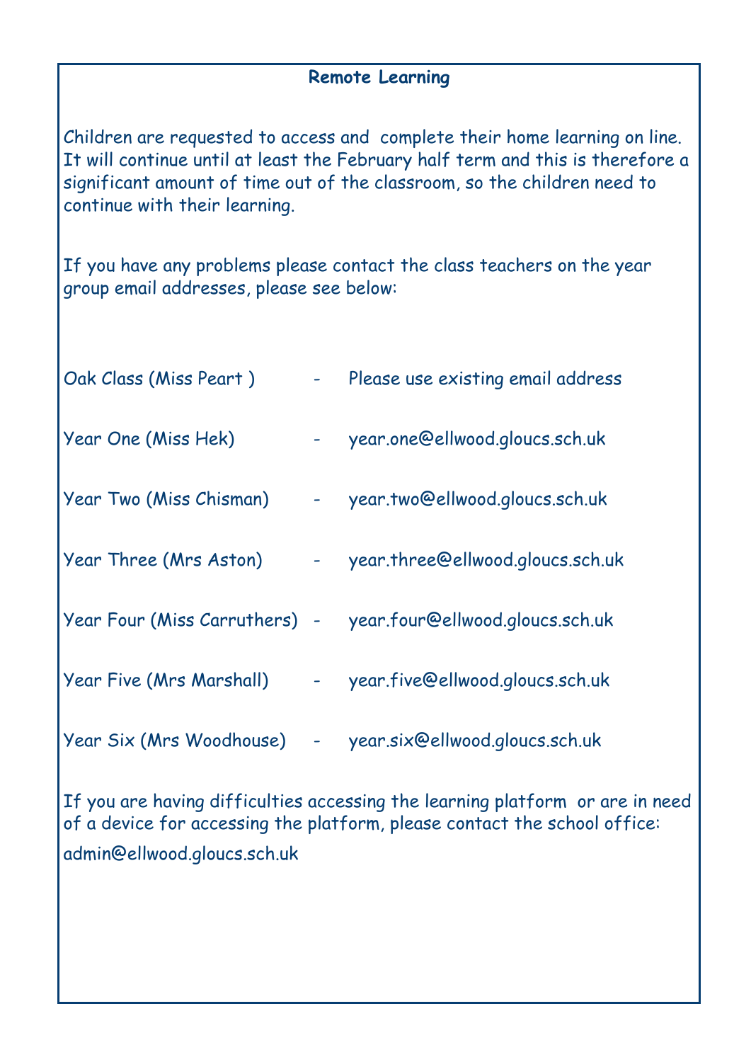## Remote Learning

Children are requested to access and complete their home learning on line. It will continue until at least the February half term and this is therefore a significant amount of time out of the classroom, so the children need to continue with their learning.

If you have any problems please contact the class teachers on the year group email addresses, please see below:

Oak Class (Miss Peart ) - Please use existing email address

Year One (Miss Hek) - year.one@ellwood.gloucs.sch.uk

Year Two (Miss Chisman) - year.two@ellwood.gloucs.sch.uk

Year Three (Mrs Aston) - year.three@ellwood.gloucs.sch.uk

Year Four (Miss Carruthers) - year.four@ellwood.gloucs.sch.uk

Year Five (Mrs Marshall) - year.five@ellwood.gloucs.sch.uk

Year Six (Mrs Woodhouse) - year.six@ellwood.gloucs.sch.uk

If you are having difficulties accessing the learning platform or are in need of a device for accessing the platform, please contact the school office: admin@ellwood.gloucs.sch.uk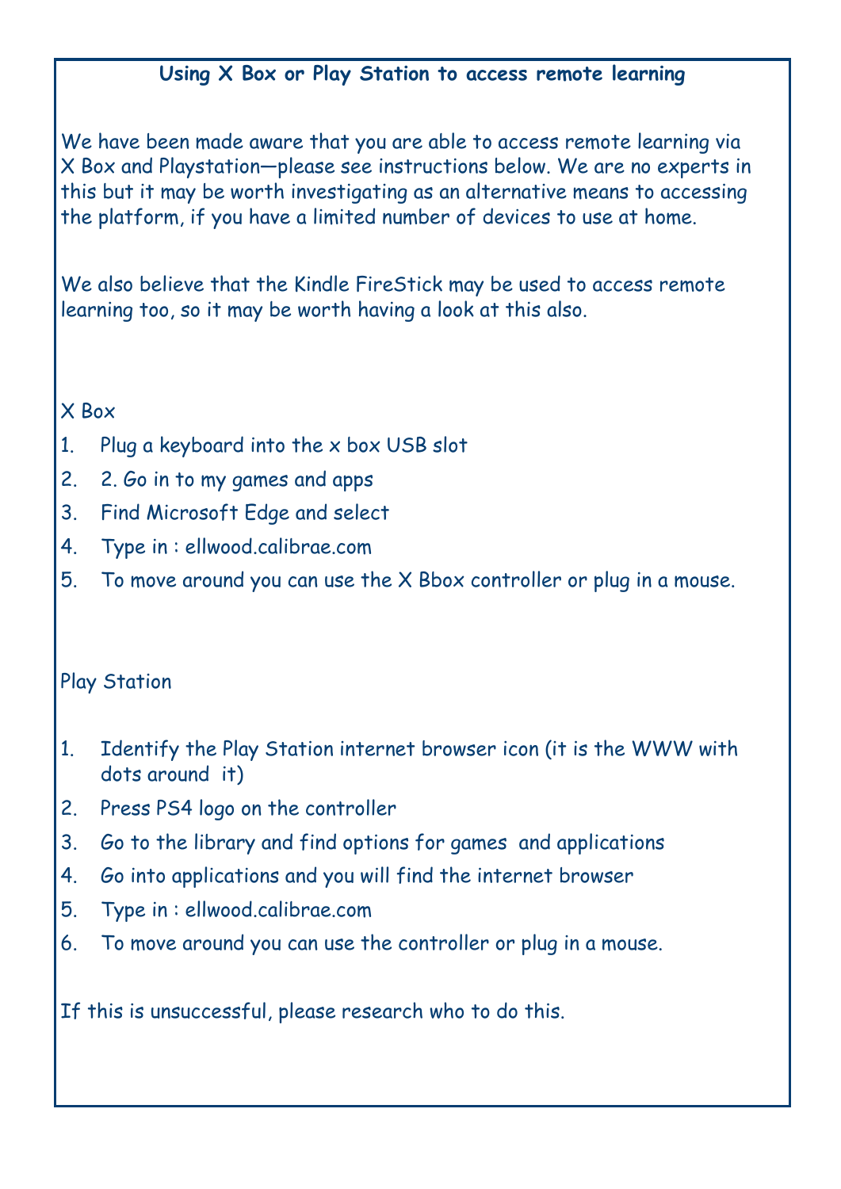## Using X Box or Play Station to access remote learning

We have been made aware that you are able to access remote learning via X Box and Playstation—please see instructions below. We are no experts in this but it may be worth investigating as an alternative means to accessing the platform, if you have a limited number of devices to use at home.

We also believe that the Kindle FireStick may be used to access remote learning too, so it may be worth having a look at this also.

X Box

1. Plug a keyboard into the x box USB slot
2. 2. Go in to my games and apps
3. Find Microsoft Edge and select
4. Type in : ellwood.calibrae.com
5. To move around you can use the X Bbox controller or plug in a mouse.

Play Station

1. Identify the Play Station internet browser icon (it is the WWW with dots around it)
2. Press PS4 logo on the controller
3. Go to the library and find options for games and applications
4. Go into applications and you will find the internet browser
5. Type in : ellwood.calibrae.com
6. To move around you can use the controller or plug in a mouse.

If this is unsuccessful, please research who to do this.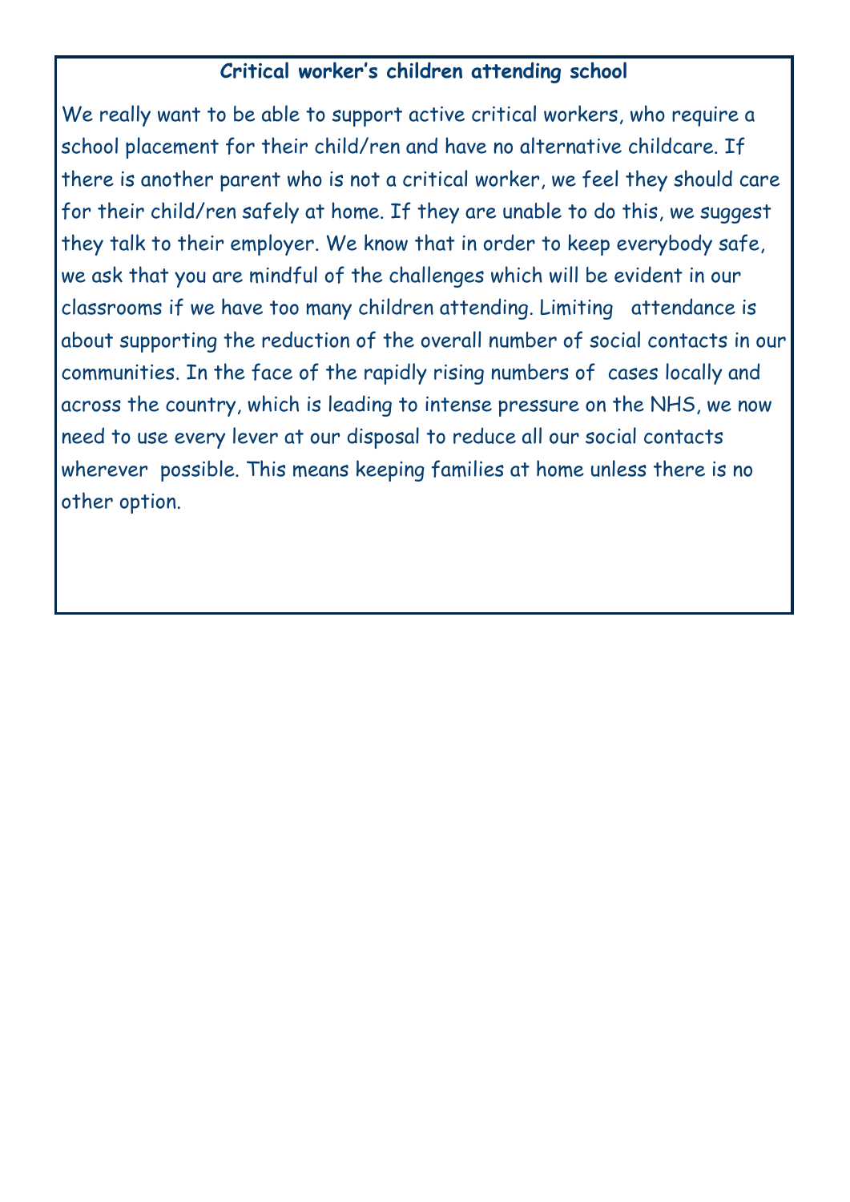## Critical worker's children attending school

We really want to be able to support active critical workers, who require a school placement for their child/ren and have no alternative childcare. If there is another parent who is not a critical worker, we feel they should care for their child/ren safely at home. If they are unable to do this, we suggest they talk to their employer. We know that in order to keep everybody safe, we ask that you are mindful of the challenges which will be evident in our classrooms if we have too many children attending. Limiting attendance is about supporting the reduction of the overall number of social contacts in our communities. In the face of the rapidly rising numbers of cases locally and across the country, which is leading to intense pressure on the NHS, we now need to use every lever at our disposal to reduce all our social contacts wherever possible. This means keeping families at home unless there is no other option.